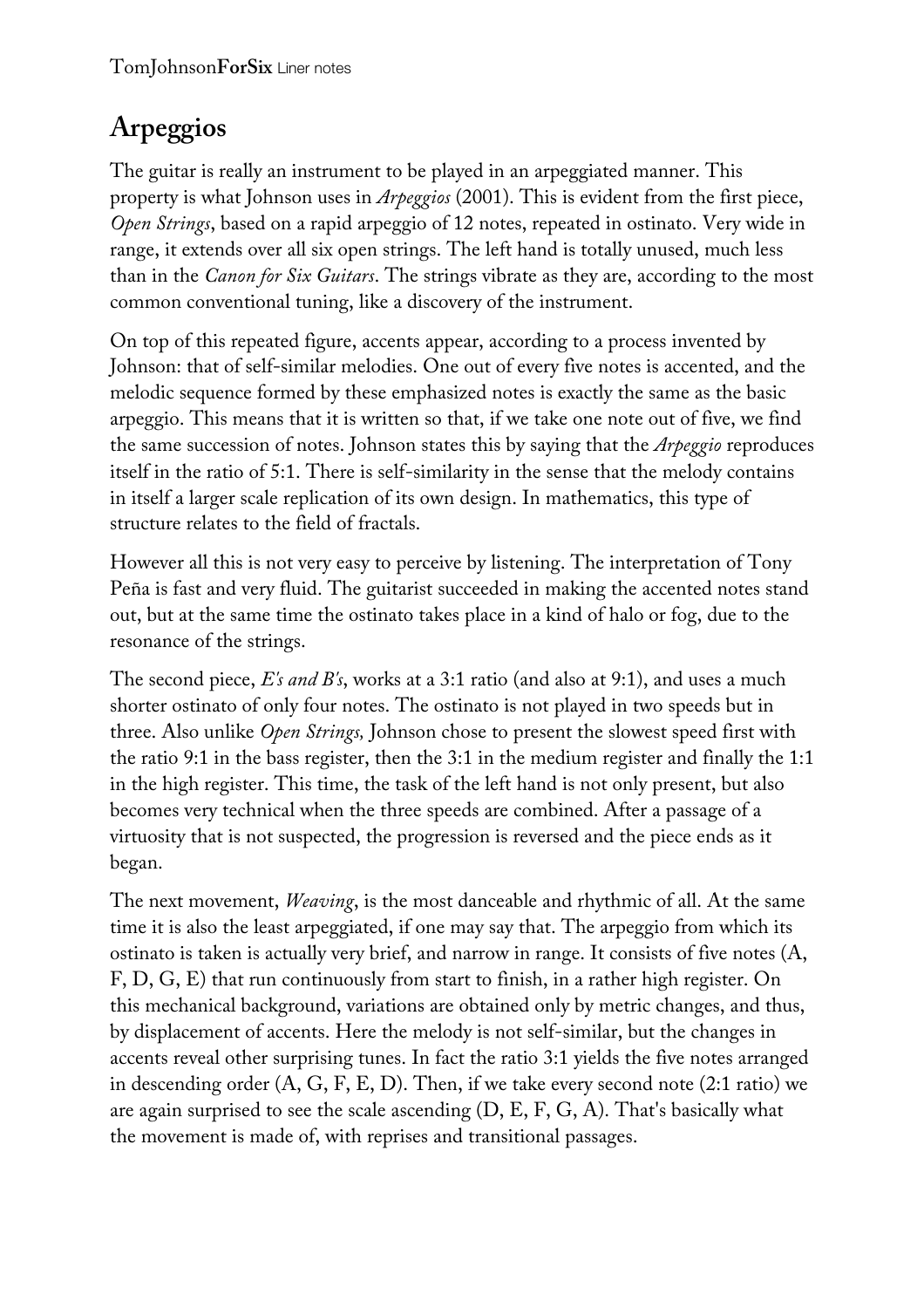# Arpeggios

The guitar is really an instrument to be played in an arpeggiated manner. This property is what Johnson uses in *Arpeggios* (2001). This is evident from the first piece, *Open Strings*, based on a rapid arpeggio of 12 notes, repeated in ostinato. Very wide in range, it extends over all six open strings. The left hand is totally unused, much less than in the *Canon for Six Guitars*. The strings vibrate as they are, according to the most common conventional tuning, like a discovery of the instrument.

On top of this repeated figure, accents appear, according to a process invented by Johnson: that of self-similar melodies. One out of every five notes is accented, and the melodic sequence formed by these emphasized notes is exactly the same as the basic arpeggio. This means that it is written so that, if we take one note out of five, we find the same succession of notes. Johnson states this by saying that the *Arpeggio* reproduces itself in the ratio of 5:1. There is self-similarity in the sense that the melody contains in itself a larger scale replication of its own design. In mathematics, this type of structure relates to the field of fractals.

However all this is not very easy to perceive by listening. The interpretation of Tony Peña is fast and very fluid. The guitarist succeeded in making the accented notes stand out, but at the same time the ostinato takes place in a kind of halo or fog, due to the resonance of the strings.

The second piece, *E's and B's*, works at a 3:1 ratio (and also at 9:1), and uses a much shorter ostinato of only four notes. The ostinato is not played in two speeds but in three. Also unlike *Open Strings,* Johnson chose to present the slowest speed first with the ratio 9:1 in the bass register, then the 3:1 in the medium register and finally the 1:1 in the high register. This time, the task of the left hand is not only present, but also becomes very technical when the three speeds are combined. After a passage of a virtuosity that is not suspected, the progression is reversed and the piece ends as it began.

The next movement, *Weaving*, is the most danceable and rhythmic of all. At the same time it is also the least arpeggiated, if one may say that. The arpeggio from which its ostinato is taken is actually very brief, and narrow in range. It consists of five notes (A, F, D, G, E) that run continuously from start to finish, in a rather high register. On this mechanical background, variations are obtained only by metric changes, and thus, by displacement of accents. Here the melody is not self-similar, but the changes in accents reveal other surprising tunes. In fact the ratio 3:1 yields the five notes arranged in descending order (A, G, F, E, D). Then, if we take every second note (2:1 ratio) we are again surprised to see the scale ascending (D, E, F, G, A). That's basically what the movement is made of, with reprises and transitional passages.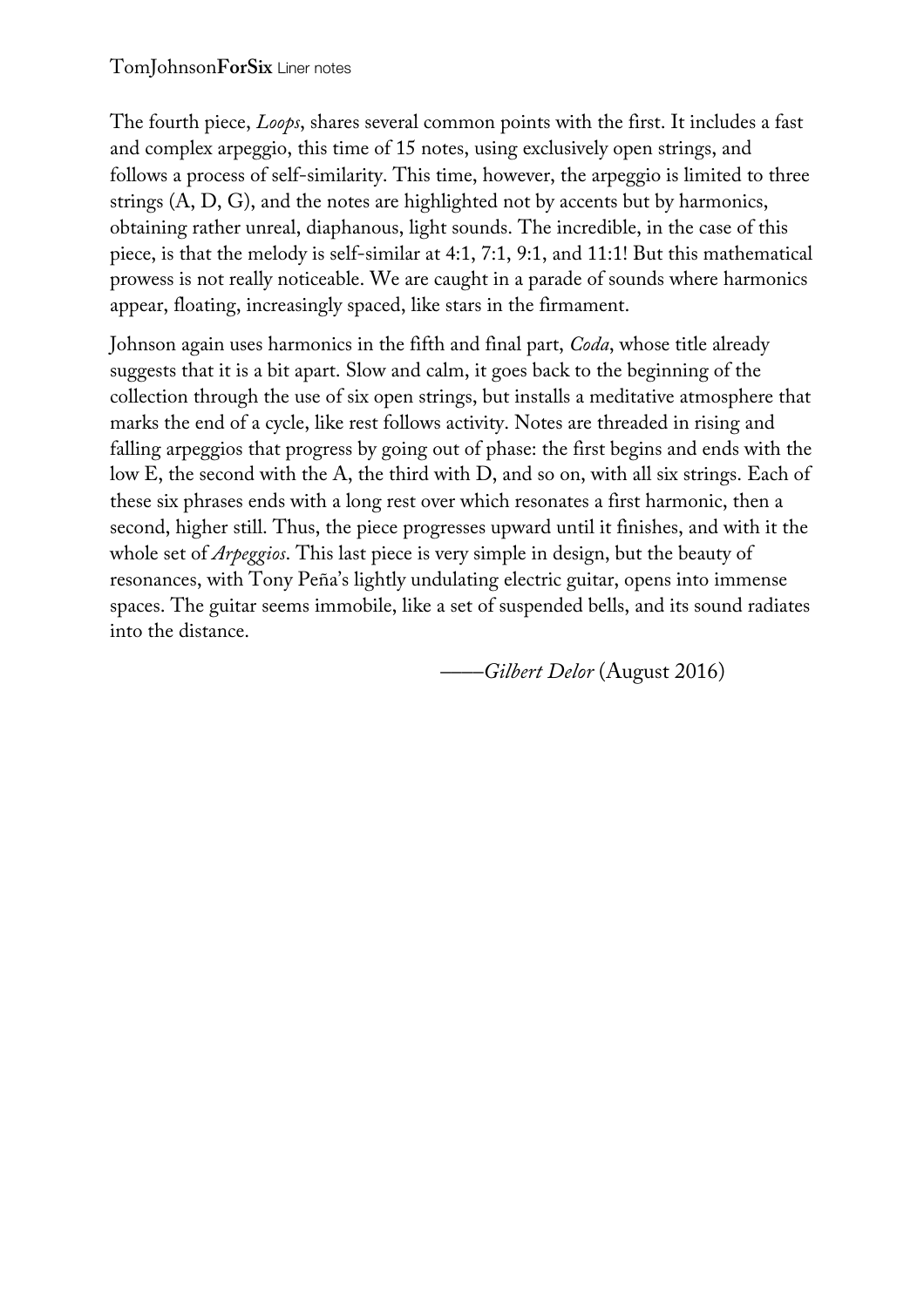The fourth piece, *Loops*, shares several common points with the first. It includes a fast and complex arpeggio, this time of 15 notes, using exclusively open strings, and follows a process of self-similarity. This time, however, the arpeggio is limited to three strings (A, D, G), and the notes are highlighted not by accents but by harmonics, obtaining rather unreal, diaphanous, light sounds. The incredible, in the case of this piece, is that the melody is self-similar at 4:1, 7:1, 9:1, and 11:1! But this mathematical prowess is not really noticeable. We are caught in a parade of sounds where harmonics appear, floating, increasingly spaced, like stars in the firmament.

Johnson again uses harmonics in the fifth and final part, *Coda*, whose title already suggests that it is a bit apart. Slow and calm, it goes back to the beginning of the collection through the use of six open strings, but installs a meditative atmosphere that marks the end of a cycle, like rest follows activity. Notes are threaded in rising and falling arpeggios that progress by going out of phase: the first begins and ends with the low E, the second with the A, the third with D, and so on, with all six strings. Each of these six phrases ends with a long rest over which resonates a first harmonic, then a second, higher still. Thus, the piece progresses upward until it finishes, and with it the whole set of *Arpeggios*. This last piece is very simple in design, but the beauty of resonances, with Tony Peña's lightly undulating electric guitar, opens into immense spaces. The guitar seems immobile, like a set of suspended bells, and its sound radiates into the distance.

——*Gilbert Delor* (August 2016)